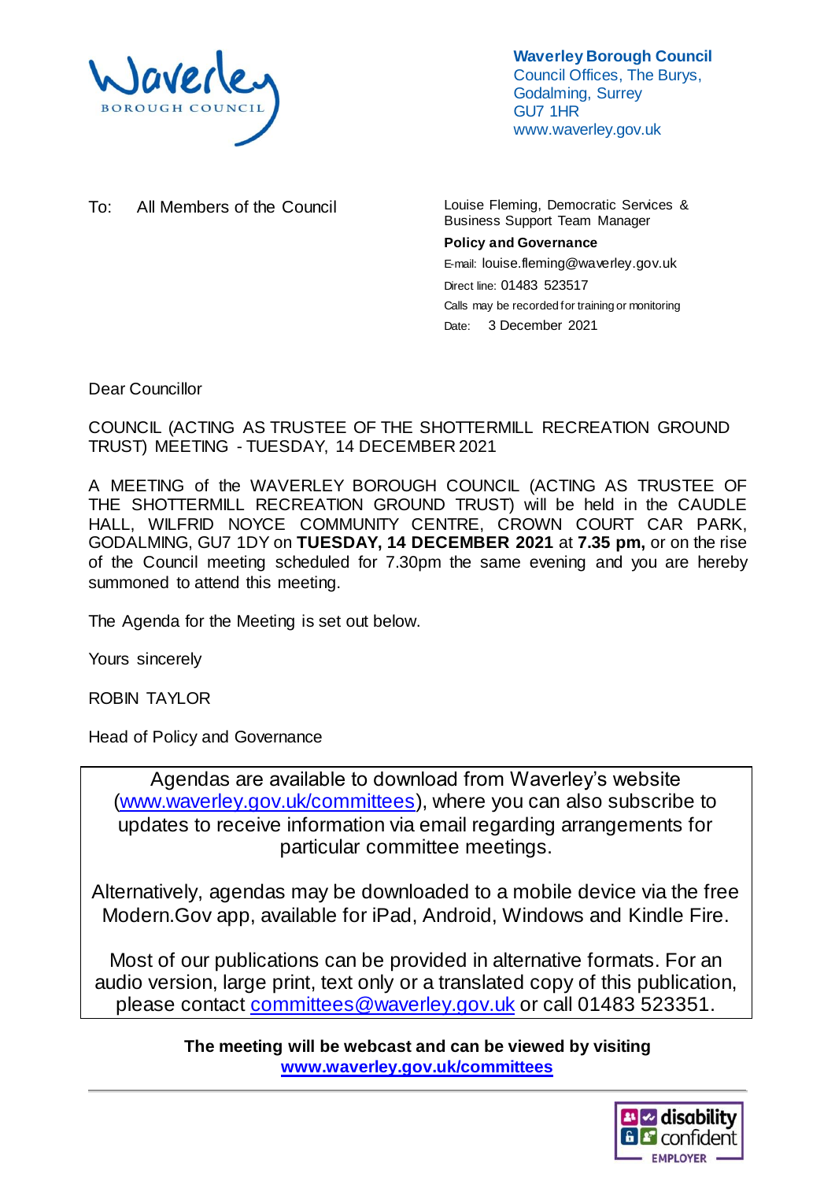**Waverley Borough Council**
Council Offices, The Burys,
Godalming, Surrey
GU7 1HR
www.waverley.gov.uk

To: All Members of the Council

Louise Fleming, Democratic Services & Business Support Team Manager
**Policy and Governance**
E-mail: louise.fleming@waverley.gov.uk
Direct line: 01483 523517
Calls may be recorded for training or monitoring
Date: 3 December 2021

Dear Councillor

COUNCIL (ACTING AS TRUSTEE OF THE SHOTTERMILL RECREATION GROUND TRUST) MEETING - TUESDAY, 14 DECEMBER 2021

A MEETING of the WAVERLEY BOROUGH COUNCIL (ACTING AS TRUSTEE OF THE SHOTTERMILL RECREATION GROUND TRUST) will be held in the CAUDLE HALL, WILFRID NOYCE COMMUNITY CENTRE, CROWN COURT CAR PARK, GODALMING, GU7 1DY on **TUESDAY, 14 DECEMBER 2021** at **7.35 pm,** or on the rise of the Council meeting scheduled for 7.30pm the same evening and you are hereby summoned to attend this meeting.

The Agenda for the Meeting is set out below.

Yours sincerely

ROBIN TAYLOR

Head of Policy and Governance

Agendas are available to download from Waverley's website (www.waverley.gov.uk/committees), where you can also subscribe to updates to receive information via email regarding arrangements for particular committee meetings.

Alternatively, agendas may be downloaded to a mobile device via the free Modern.Gov app, available for iPad, Android, Windows and Kindle Fire.

Most of our publications can be provided in alternative formats. For an audio version, large print, text only or a translated copy of this publication, please contact committees@waverley.gov.uk or call 01483 523351.

**The meeting will be webcast and can be viewed by visiting www.waverley.gov.uk/committees**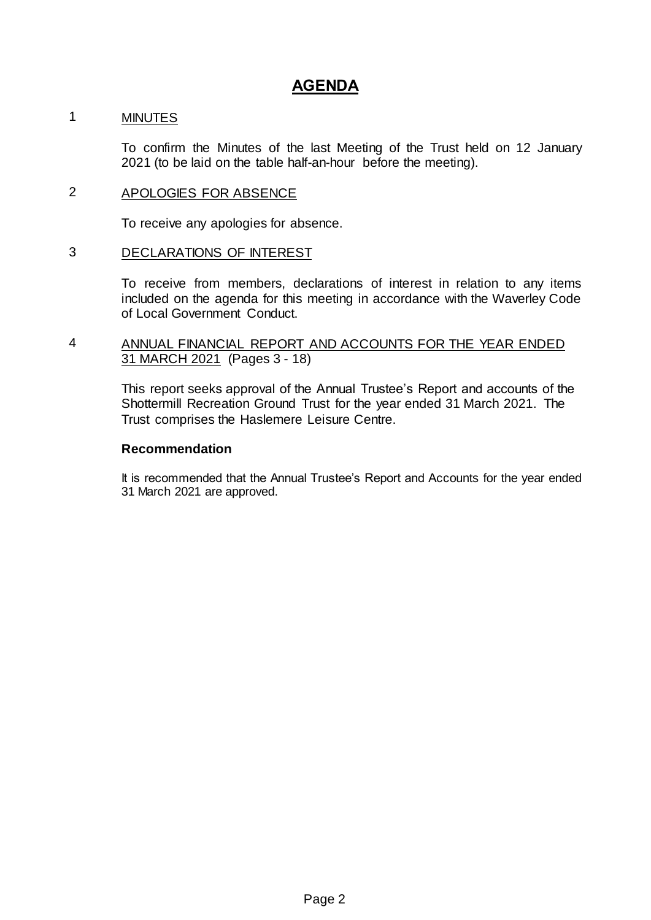# AGENDA

1 MINUTES

To confirm the Minutes of the last Meeting of the Trust held on 12 January 2021 (to be laid on the table half-an-hour before the meeting).

2 APOLOGIES FOR ABSENCE

To receive any apologies for absence.

3 DECLARATIONS OF INTEREST

To receive from members, declarations of interest in relation to any items included on the agenda for this meeting in accordance with the Waverley Code of Local Government Conduct.

4 ANNUAL FINANCIAL REPORT AND ACCOUNTS FOR THE YEAR ENDED 31 MARCH 2021 (Pages 3 - 18)

This report seeks approval of the Annual Trustee's Report and accounts of the Shottermill Recreation Ground Trust for the year ended 31 March 2021. The Trust comprises the Haslemere Leisure Centre.

**Recommendation**

It is recommended that the Annual Trustee's Report and Accounts for the year ended 31 March 2021 are approved.